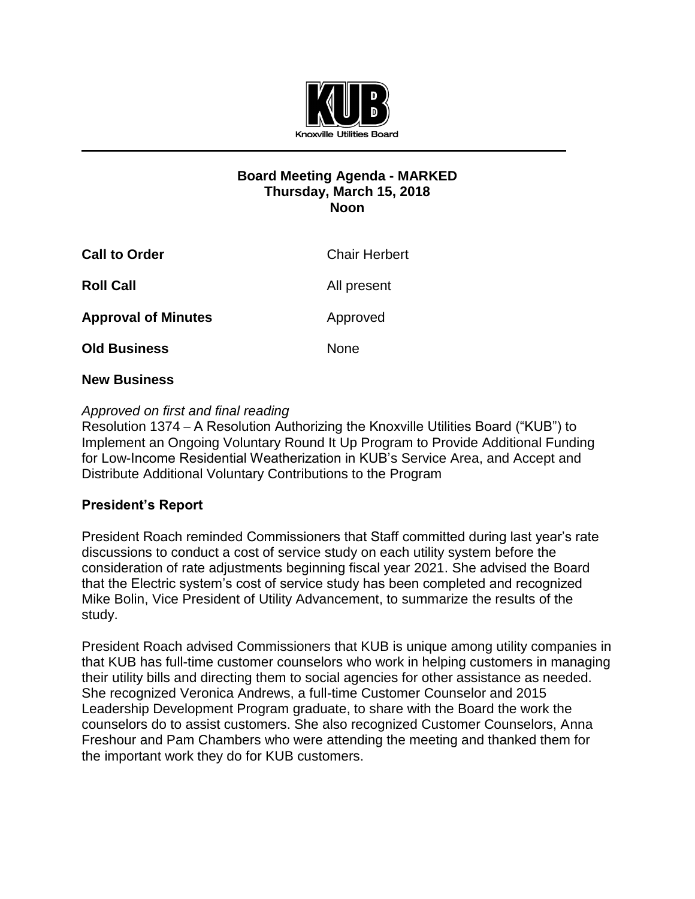Knoxville Utilities Board

**Board Meeting Agenda - MARKED**
**Thursday, March 15, 2018**
**Noon**

| | |
|---|---|
| **Call to Order** | Chair Herbert |
| **Roll Call** | All present |
| **Approval of Minutes** | Approved |
| **Old Business** | None |

**New Business**

*Approved on first and final reading*
Resolution 1374 – A Resolution Authorizing the Knoxville Utilities Board ("KUB") to Implement an Ongoing Voluntary Round It Up Program to Provide Additional Funding for Low-Income Residential Weatherization in KUB's Service Area, and Accept and Distribute Additional Voluntary Contributions to the Program

**President's Report**

President Roach reminded Commissioners that Staff committed during last year's rate discussions to conduct a cost of service study on each utility system before the consideration of rate adjustments beginning fiscal year 2021. She advised the Board that the Electric system's cost of service study has been completed and recognized Mike Bolin, Vice President of Utility Advancement, to summarize the results of the study.

President Roach advised Commissioners that KUB is unique among utility companies in that KUB has full-time customer counselors who work in helping customers in managing their utility bills and directing them to social agencies for other assistance as needed. She recognized Veronica Andrews, a full-time Customer Counselor and 2015 Leadership Development Program graduate, to share with the Board the work the counselors do to assist customers. She also recognized Customer Counselors, Anna Freshour and Pam Chambers who were attending the meeting and thanked them for the important work they do for KUB customers.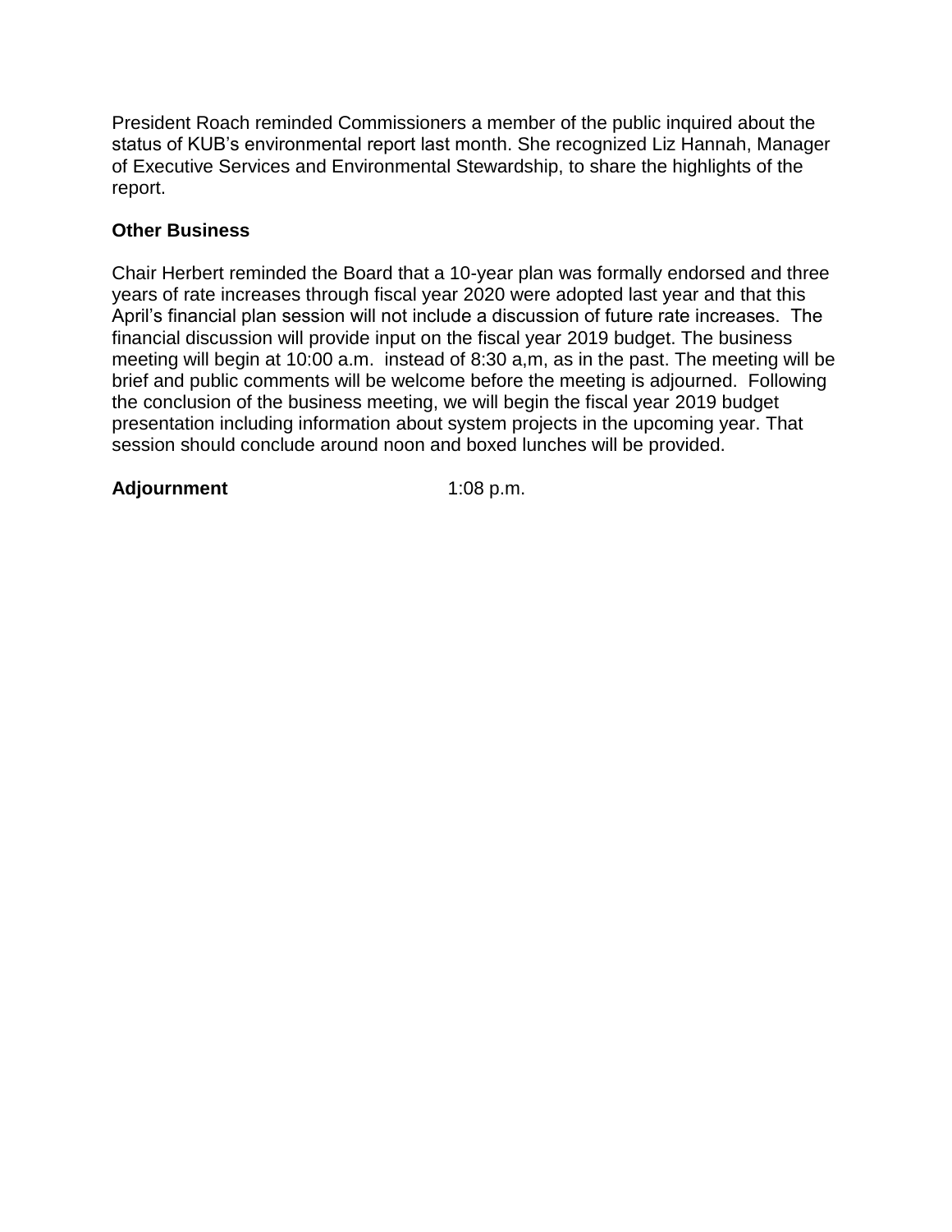President Roach reminded Commissioners a member of the public inquired about the status of KUB's environmental report last month. She recognized Liz Hannah, Manager of Executive Services and Environmental Stewardship, to share the highlights of the report.

**Other Business**

Chair Herbert reminded the Board that a 10-year plan was formally endorsed and three years of rate increases through fiscal year 2020 were adopted last year and that this April's financial plan session will not include a discussion of future rate increases. The financial discussion will provide input on the fiscal year 2019 budget. The business meeting will begin at 10:00 a.m. instead of 8:30 a,m, as in the past. The meeting will be brief and public comments will be welcome before the meeting is adjourned. Following the conclusion of the business meeting, we will begin the fiscal year 2019 budget presentation including information about system projects in the upcoming year. That session should conclude around noon and boxed lunches will be provided.

**Adjournment** 1:08 p.m.